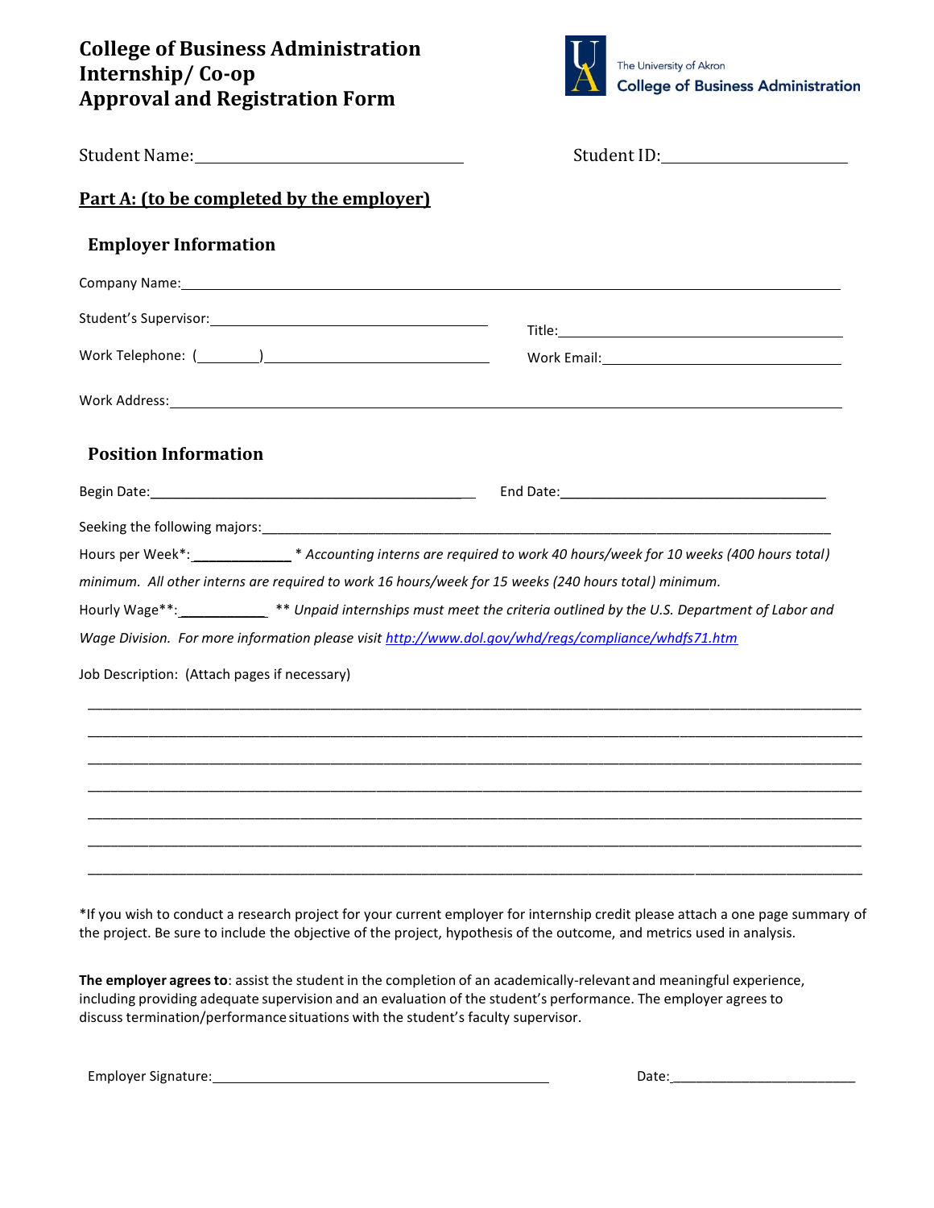# College of Business Administration
# Internship/ Co-op
# Approval and Registration Form

The University of Akron
College of Business Administration

Student Name:_______________________________ Student ID:_____________________

## Part A: (to be completed by the employer)

### Employer Information

Company Name:_______________________________________________________________________

Student's Supervisor:_________________________________ Title:___________________________________

Work Telephone: (________)___________________________ Work Email:______________________________

Work Address:_________________________________________________________________________

### Position Information

Begin Date:_________________________________________ End Date:_________________________________

Seeking the following majors:_____________________________________________________________________

Hours per Week*:____________ *Accounting interns are required to work 40 hours/week for 10 weeks (400 hours total) minimum. All other interns are required to work 16 hours/week for 15 weeks (240 hours total) minimum.*

Hourly Wage**:___________ ** *Unpaid internships must meet the criteria outlined by the U.S. Department of Labor and Wage Division. For more information please visit [http://www.dol.gov/whd/regs/compliance/whdfs71.htm](http://www.dol.gov/whd/regs/compliance/whdfs71.htm)*

Job Description: (Attach pages if necessary)

_____________________________________________________________________________________________

_____________________________________________________________________________________________

_____________________________________________________________________________________________

_____________________________________________________________________________________________

_____________________________________________________________________________________________

_____________________________________________________________________________________________

_____________________________________________________________________________________________

*If you wish to conduct a research project for your current employer for internship credit please attach a one page summary of the project. Be sure to include the objective of the project, hypothesis of the outcome, and metrics used in analysis.

**The employer agrees to**: assist the student in the completion of an academically-relevant and meaningful experience, including providing adequate supervision and an evaluation of the student's performance. The employer agrees to discuss termination/performance situations with the student's faculty supervisor.

Employer Signature:_________________________________________ Date:______________________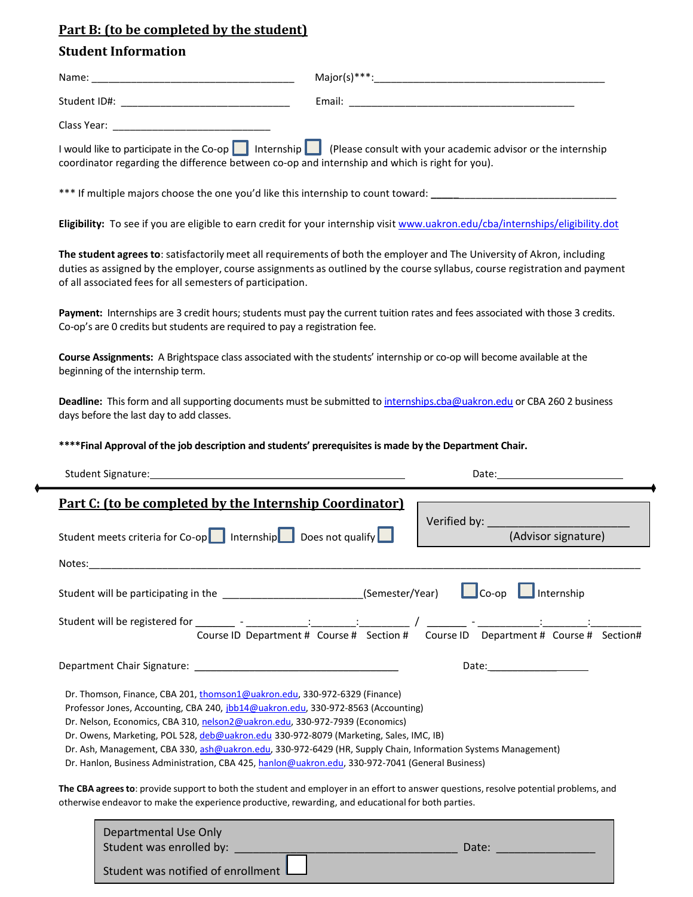## Part B: (to be completed by the student)

### Student Information

Name: ____________________________________ Major(s)***:__________________________________________

Student ID#: ______________________________ Email: ________________________________________

Class Year: ____________________________

I would like to participate in the Co-op ☐ Internship ☐ (Please consult with your academic advisor or the internship coordinator regarding the difference between co-op and internship and which is right for you).

*** If multiple majors choose the one you'd like this internship to count toward: _____________________________________

**Eligibility:** To see if you are eligible to earn credit for your internship visit www.uakron.edu/cba/internships/eligibility.dot

**The student agrees to**: satisfactorily meet all requirements of both the employer and The University of Akron, including duties as assigned by the employer, course assignments as outlined by the course syllabus, course registration and payment of all associated fees for all semesters of participation.

**Payment:** Internships are 3 credit hours; students must pay the current tuition rates and fees associated with those 3 credits. Co-op's are 0 credits but students are required to pay a registration fee.

**Course Assignments:** A Brightspace class associated with the students' internship or co-op will become available at the beginning of the internship term.

**Deadline:** This form and all supporting documents must be submitted to internships.cba@uakron.edu or CBA 260 2 business days before the last day to add classes.

**\*\*\*\*Final Approval of the job description and students' prerequisites is made by the Department Chair.**

Student Signature:_____________________________________________ Date:______________________

---

## Part C: (to be completed by the Internship Coordinator)

Verified by: ________________________
(Advisor signature)

Student meets criteria for Co-op ☐ Internship ☐ Does not qualify ☐

Notes:___________________________________________________________________________________________

Student will be participating in the ________________________(Semester/Year) ☐ Co-op ☐ Internship

Student will be registered for _______ - ___________:________:_________ / _______ - ___________:________:_________
Course ID Department # Course # Section # Course ID Department # Course # Section#

Department Chair Signature: ____________________________________ Date:__________________

Dr. Thomson, Finance, CBA 201, thomson1@uakron.edu, 330-972-6329 (Finance)
Professor Jones, Accounting, CBA 240, jbb14@uakron.edu, 330-972-8563 (Accounting)
Dr. Nelson, Economics, CBA 310, nelson2@uakron.edu, 330-972-7939 (Economics)
Dr. Owens, Marketing, POL 528, deb@uakron.edu 330-972-8079 (Marketing, Sales, IMC, IB)
Dr. Ash, Management, CBA 330, ash@uakron.edu, 330-972-6429 (HR, Supply Chain, Information Systems Management)
Dr. Hanlon, Business Administration, CBA 425, hanlon@uakron.edu, 330-972-7041 (General Business)

**The CBA agrees to**: provide support to both the student and employer in an effort to answer questions, resolve potential problems, and otherwise endeavor to make the experience productive, rewarding, and educational for both parties.

Departmental Use Only
Student was enrolled by: ____________________________________ Date: ________________

Student was notified of enrollment ☐